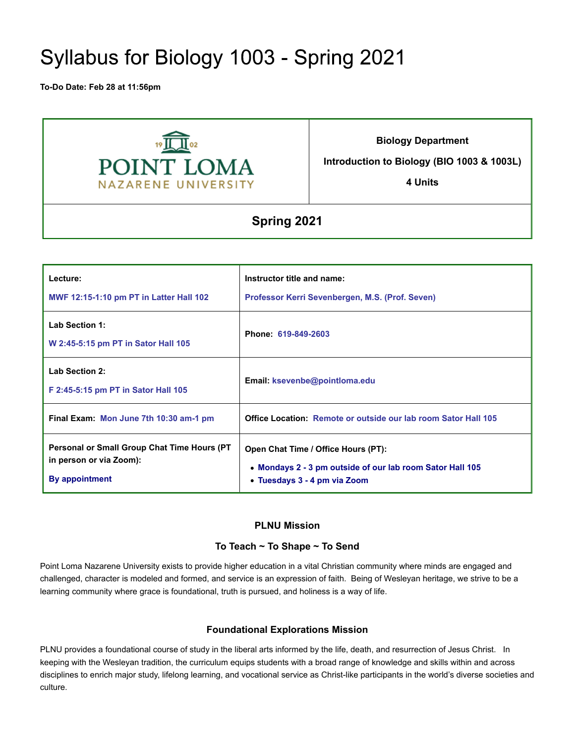# Syllabus for Biology 1003 - Spring 2021

**To-Do Date: Feb 28 at 11:56pm**

| POINT LOMA NAZARENE UNIVERSITY | **Biology Department**<br><br>**Introduction to Biology (BIO 1003 & 1003L)**<br><br>**4 Units** |
|---|---|
| **Spring 2021** | |

| **Lecture:**<br>**MWF 12:15-1:10 pm PT in Latter Hall 102** | **Instructor title and name:**<br>**Professor Kerri Sevenbergen, M.S. (Prof. Seven)** |
|---|---|
| **Lab Section 1:**<br>**W 2:45-5:15 pm PT in Sator Hall 105** | **Phone: 619-849-2603** |
| **Lab Section 2:**<br>**F 2:45-5:15 pm PT in Sator Hall 105** | **Email: ksevenbe@pointloma.edu** |
| **Final Exam: Mon June 7th 10:30 am-1 pm** | **Office Location: Remote or outside our lab room Sator Hall 105** |
| **Personal or Small Group Chat Time Hours (PT in person or via Zoom):**<br>**By appointment** | **Open Chat Time / Office Hours (PT):**<br>• **Mondays 2 - 3 pm outside of our lab room Sator Hall 105**<br>• **Tuesdays 3 - 4 pm via Zoom** |

### PLNU Mission

### To Teach ~ To Shape ~ To Send

Point Loma Nazarene University exists to provide higher education in a vital Christian community where minds are engaged and challenged, character is modeled and formed, and service is an expression of faith. Being of Wesleyan heritage, we strive to be a learning community where grace is foundational, truth is pursued, and holiness is a way of life.

### Foundational Explorations Mission

PLNU provides a foundational course of study in the liberal arts informed by the life, death, and resurrection of Jesus Christ. In keeping with the Wesleyan tradition, the curriculum equips students with a broad range of knowledge and skills within and across disciplines to enrich major study, lifelong learning, and vocational service as Christ-like participants in the world's diverse societies and culture.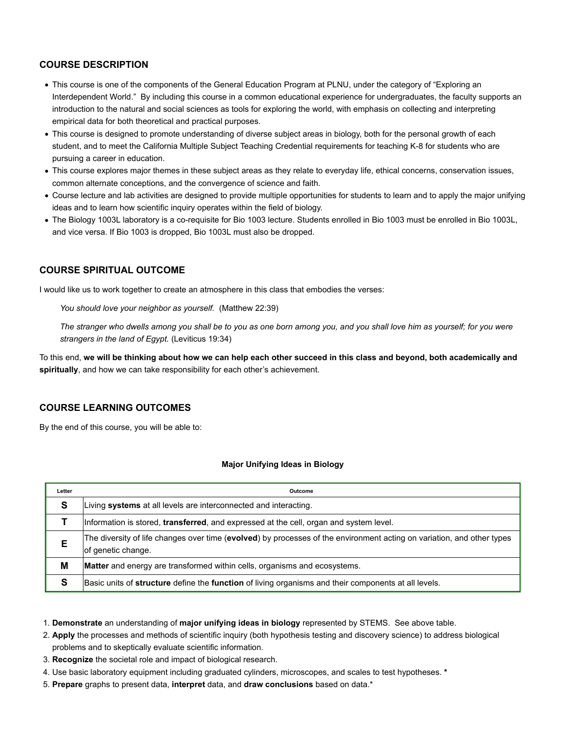## COURSE DESCRIPTION

- This course is one of the components of the General Education Program at PLNU, under the category of "Exploring an Interdependent World." By including this course in a common educational experience for undergraduates, the faculty supports an introduction to the natural and social sciences as tools for exploring the world, with emphasis on collecting and interpreting empirical data for both theoretical and practical purposes.
- This course is designed to promote understanding of diverse subject areas in biology, both for the personal growth of each student, and to meet the California Multiple Subject Teaching Credential requirements for teaching K-8 for students who are pursuing a career in education.
- This course explores major themes in these subject areas as they relate to everyday life, ethical concerns, conservation issues, common alternate conceptions, and the convergence of science and faith.
- Course lecture and lab activities are designed to provide multiple opportunities for students to learn and to apply the major unifying ideas and to learn how scientific inquiry operates within the field of biology.
- The Biology 1003L laboratory is a co-requisite for Bio 1003 lecture. Students enrolled in Bio 1003 must be enrolled in Bio 1003L, and vice versa. If Bio 1003 is dropped, Bio 1003L must also be dropped.

## COURSE SPIRITUAL OUTCOME

I would like us to work together to create an atmosphere in this class that embodies the verses:

> *You should love your neighbor as yourself.* (Matthew 22:39)
>
> *The stranger who dwells among you shall be to you as one born among you, and you shall love him as yourself; for you were strangers in the land of Egypt.* (Leviticus 19:34)

To this end, **we will be thinking about how we can help each other succeed in this class and beyond, both academically and spiritually**, and how we can take responsibility for each other's achievement.

## COURSE LEARNING OUTCOMES

By the end of this course, you will be able to:

**Major Unifying Ideas in Biology**

| Letter | Outcome |
|---|---|
| **S** | Living **systems** at all levels are interconnected and interacting. |
| **T** | Information is stored, **transferred**, and expressed at the cell, organ and system level. |
| **E** | The diversity of life changes over time (**evolved**) by processes of the environment acting on variation, and other types of genetic change. |
| **M** | **Matter** and energy are transformed within cells, organisms and ecosystems. |
| **S** | Basic units of **structure** define the **function** of living organisms and their components at all levels. |

1. **Demonstrate** an understanding of **major unifying ideas in biology** represented by STEMS. See above table.
2. **Apply** the processes and methods of scientific inquiry (both hypothesis testing and discovery science) to address biological problems and to skeptically evaluate scientific information.
3. **Recognize** the societal role and impact of biological research.
4. Use basic laboratory equipment including graduated cylinders, microscopes, and scales to test hypotheses. **\***
5. **Prepare** graphs to present data, **interpret** data, and **draw conclusions** based on data.*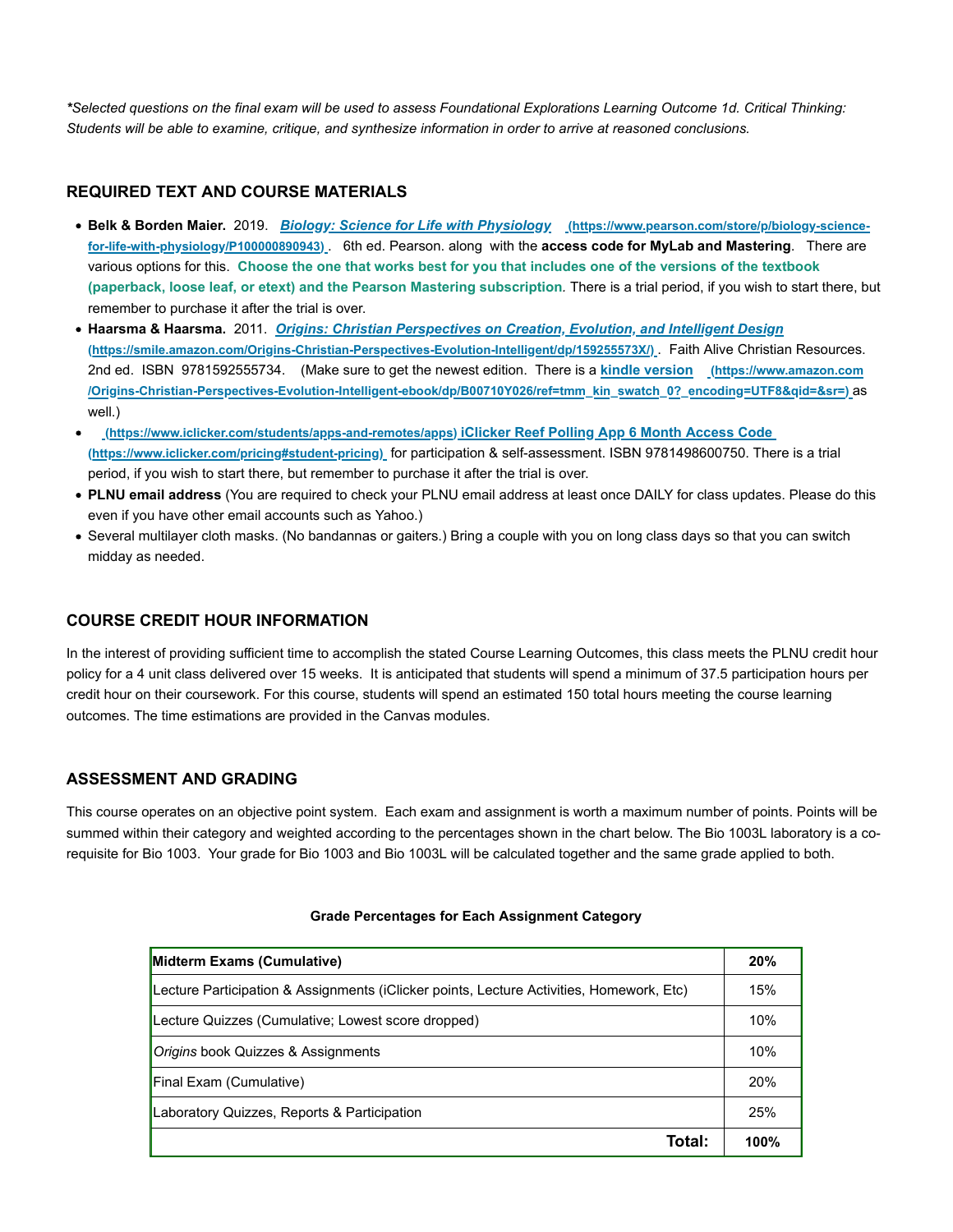*\*Selected questions on the final exam will be used to assess Foundational Explorations Learning Outcome 1d. Critical Thinking: Students will be able to examine, critique, and synthesize information in order to arrive at reasoned conclusions.*

## REQUIRED TEXT AND COURSE MATERIALS

- **Belk & Borden Maier.** 2019. ***Biology: Science for Life with Physiology*** **(https://www.pearson.com/store/p/biology-science-for-life-with-physiology/P100000890943)** . 6th ed. Pearson. along with the **access code for MyLab and Mastering**. There are various options for this. **Choose the one that works best for you that includes one of the versions of the textbook (paperback, loose leaf, or etext) and the Pearson Mastering subscription**. There is a trial period, if you wish to start there, but remember to purchase it after the trial is over.
- **Haarsma & Haarsma.** 2011. ***Origins: Christian Perspectives on Creation, Evolution, and Intelligent Design*** **(https://smile.amazon.com/Origins-Christian-Perspectives-Evolution-Intelligent/dp/159255573X/)** . Faith Alive Christian Resources. 2nd ed. ISBN 9781592555734. (Make sure to get the newest edition. There is a **kindle version** **(https://www.amazon.com/Origins-Christian-Perspectives-Evolution-Intelligent-ebook/dp/B00710Y026/ref=tmm_kin_swatch_0?_encoding=UTF8&qid=&sr=)** as well.)
- **(https://www.iclicker.com/students/apps-and-remotes/apps) iClicker Reef Polling App 6 Month Access Code (https://www.iclicker.com/pricing#student-pricing)** for participation & self-assessment. ISBN 9781498600750. There is a trial period, if you wish to start there, but remember to purchase it after the trial is over.
- **PLNU email address** (You are required to check your PLNU email address at least once DAILY for class updates. Please do this even if you have other email accounts such as Yahoo.)
- Several multilayer cloth masks. (No bandannas or gaiters.) Bring a couple with you on long class days so that you can switch midday as needed.

## COURSE CREDIT HOUR INFORMATION

In the interest of providing sufficient time to accomplish the stated Course Learning Outcomes, this class meets the PLNU credit hour policy for a 4 unit class delivered over 15 weeks. It is anticipated that students will spend a minimum of 37.5 participation hours per credit hour on their coursework. For this course, students will spend an estimated 150 total hours meeting the course learning outcomes. The time estimations are provided in the Canvas modules.

## ASSESSMENT AND GRADING

This course operates on an objective point system. Each exam and assignment is worth a maximum number of points. Points will be summed within their category and weighted according to the percentages shown in the chart below. The Bio 1003L laboratory is a co-requisite for Bio 1003. Your grade for Bio 1003 and Bio 1003L will be calculated together and the same grade applied to both.

**Grade Percentages for Each Assignment Category**

| **Midterm Exams (Cumulative)** | **20%** |
|---|---|
| Lecture Participation & Assignments (iClicker points, Lecture Activities, Homework, Etc) | 15% |
| Lecture Quizzes (Cumulative; Lowest score dropped) | 10% |
| *Origins* book Quizzes & Assignments | 10% |
| Final Exam (Cumulative) | 20% |
| Laboratory Quizzes, Reports & Participation | 25% |
| **Total:** | **100%** |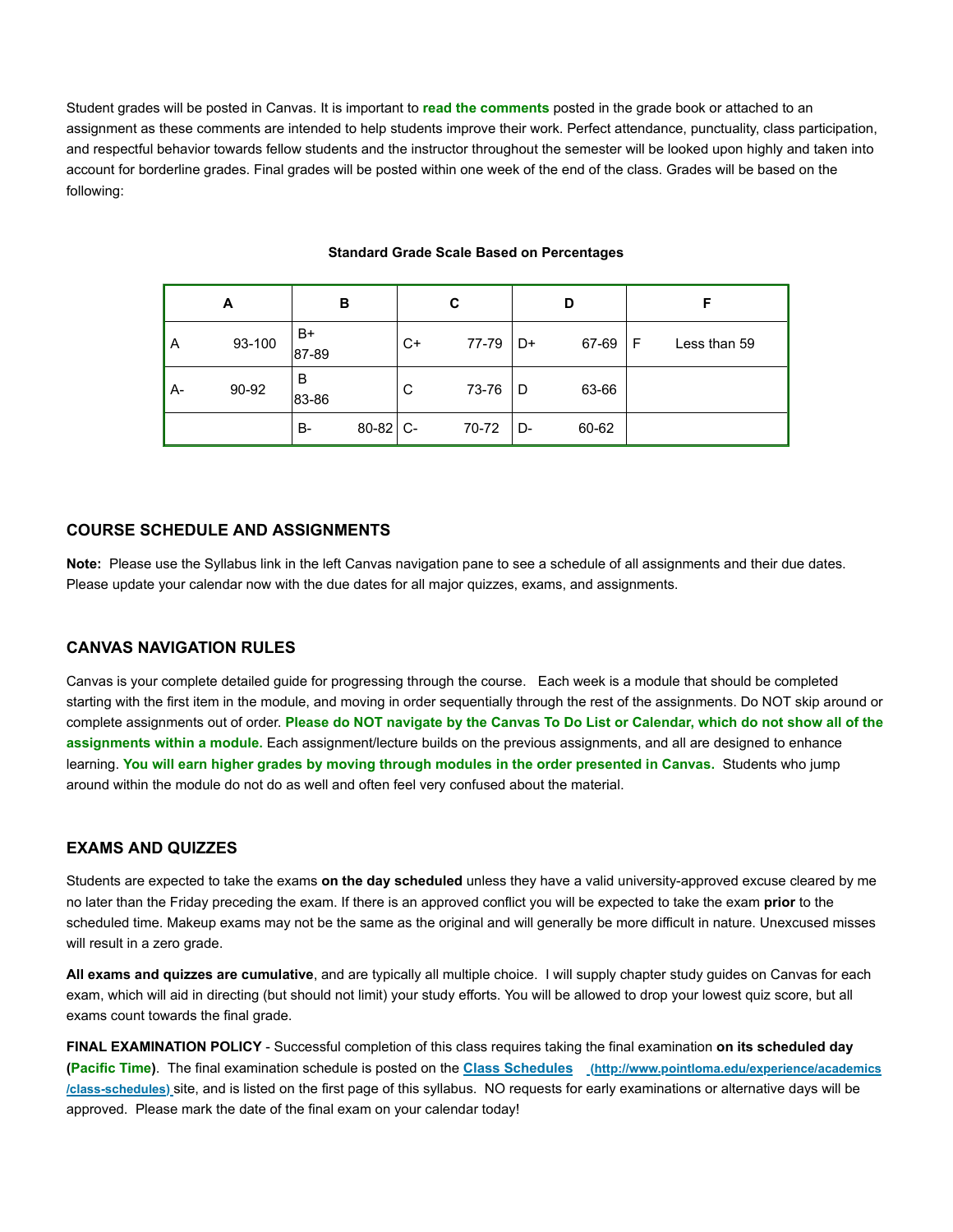Student grades will be posted in Canvas. It is important to **read the comments** posted in the grade book or attached to an assignment as these comments are intended to help students improve their work. Perfect attendance, punctuality, class participation, and respectful behavior towards fellow students and the instructor throughout the semester will be looked upon highly and taken into account for borderline grades. Final grades will be posted within one week of the end of the class. Grades will be based on the following:

**Standard Grade Scale Based on Percentages**

| A | B | C | D | F |
|---|---|---|---|---|
| A 93-100 | B+ 87-89 | C+ 77-79 | D+ 67-69 | F Less than 59 |
| A- 90-92 | B 83-86 | C 73-76 | D 63-66 | |
| | B- 80-82 | C- 70-72 | D- 60-62 | |

## COURSE SCHEDULE AND ASSIGNMENTS

**Note:** Please use the Syllabus link in the left Canvas navigation pane to see a schedule of all assignments and their due dates. Please update your calendar now with the due dates for all major quizzes, exams, and assignments.

## CANVAS NAVIGATION RULES

Canvas is your complete detailed guide for progressing through the course. Each week is a module that should be completed starting with the first item in the module, and moving in order sequentially through the rest of the assignments. Do NOT skip around or complete assignments out of order. **Please do NOT navigate by the Canvas To Do List or Calendar, which do not show all of the assignments within a module.** Each assignment/lecture builds on the previous assignments, and all are designed to enhance learning. **You will earn higher grades by moving through modules in the order presented in Canvas.** Students who jump around within the module do not do as well and often feel very confused about the material.

## EXAMS AND QUIZZES

Students are expected to take the exams **on the day scheduled** unless they have a valid university-approved excuse cleared by me no later than the Friday preceding the exam. If there is an approved conflict you will be expected to take the exam **prior** to the scheduled time. Makeup exams may not be the same as the original and will generally be more difficult in nature. Unexcused misses will result in a zero grade.

**All exams and quizzes are cumulative**, and are typically all multiple choice. I will supply chapter study guides on Canvas for each exam, which will aid in directing (but should not limit) your study efforts. You will be allowed to drop your lowest quiz score, but all exams count towards the final grade.

**FINAL EXAMINATION POLICY** - Successful completion of this class requires taking the final examination **on its scheduled day (Pacific Time)**. The final examination schedule is posted on the **Class Schedules** (http://www.pointloma.edu/experience/academics/class-schedules) site, and is listed on the first page of this syllabus. NO requests for early examinations or alternative days will be approved. Please mark the date of the final exam on your calendar today!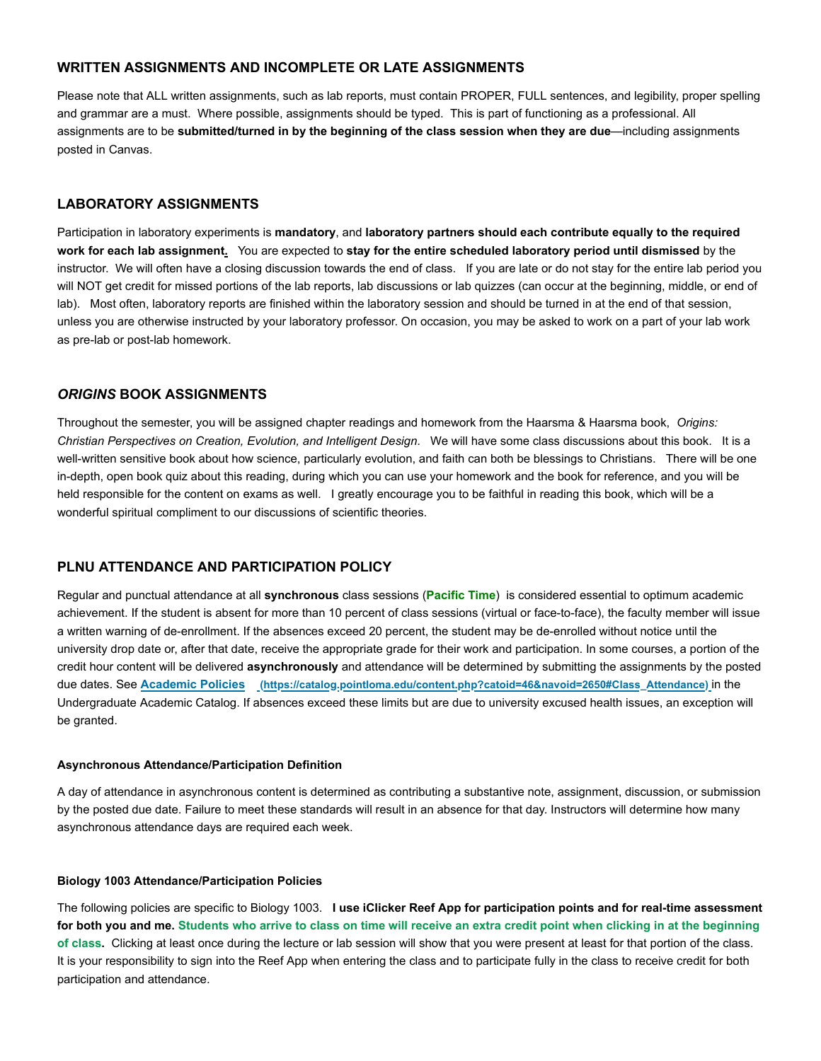## WRITTEN ASSIGNMENTS AND INCOMPLETE OR LATE ASSIGNMENTS

Please note that ALL written assignments, such as lab reports, must contain PROPER, FULL sentences, and legibility, proper spelling and grammar are a must. Where possible, assignments should be typed. This is part of functioning as a professional. All assignments are to be **submitted/turned in by the beginning of the class session when they are due**—including assignments posted in Canvas.

## LABORATORY ASSIGNMENTS

Participation in laboratory experiments is **mandatory**, and **laboratory partners should each contribute equally to the required work for each lab assignment.** You are expected to **stay for the entire scheduled laboratory period until dismissed** by the instructor. We will often have a closing discussion towards the end of class. If you are late or do not stay for the entire lab period you will NOT get credit for missed portions of the lab reports, lab discussions or lab quizzes (can occur at the beginning, middle, or end of lab). Most often, laboratory reports are finished within the laboratory session and should be turned in at the end of that session, unless you are otherwise instructed by your laboratory professor. On occasion, you may be asked to work on a part of your lab work as pre-lab or post-lab homework.

## *ORIGINS* BOOK ASSIGNMENTS

Throughout the semester, you will be assigned chapter readings and homework from the Haarsma & Haarsma book, *Origins: Christian Perspectives on Creation, Evolution, and Intelligent Design*. We will have some class discussions about this book. It is a well-written sensitive book about how science, particularly evolution, and faith can both be blessings to Christians. There will be one in-depth, open book quiz about this reading, during which you can use your homework and the book for reference, and you will be held responsible for the content on exams as well. I greatly encourage you to be faithful in reading this book, which will be a wonderful spiritual compliment to our discussions of scientific theories.

## PLNU ATTENDANCE AND PARTICIPATION POLICY

Regular and punctual attendance at all **synchronous** class sessions (**Pacific Time**) is considered essential to optimum academic achievement. If the student is absent for more than 10 percent of class sessions (virtual or face-to-face), the faculty member will issue a written warning of de-enrollment. If the absences exceed 20 percent, the student may be de-enrolled without notice until the university drop date or, after that date, receive the appropriate grade for their work and participation. In some courses, a portion of the credit hour content will be delivered **asynchronously** and attendance will be determined by submitting the assignments by the posted due dates. See **[Academic Policies](https://catalog.pointloma.edu/content.php?catoid=46&navoid=2650#Class_Attendance)** (https://catalog.pointloma.edu/content.php?catoid=46&navoid=2650#Class_Attendance) in the Undergraduate Academic Catalog. If absences exceed these limits but are due to university excused health issues, an exception will be granted.

#### Asynchronous Attendance/Participation Definition

A day of attendance in asynchronous content is determined as contributing a substantive note, assignment, discussion, or submission by the posted due date. Failure to meet these standards will result in an absence for that day. Instructors will determine how many asynchronous attendance days are required each week.

#### Biology 1003 Attendance/Participation Policies

The following policies are specific to Biology 1003. **I use iClicker Reef App for participation points and for real-time assessment for both you and me. Students who arrive to class on time will receive an extra credit point when clicking in at the beginning of class.** Clicking at least once during the lecture or lab session will show that you were present at least for that portion of the class. It is your responsibility to sign into the Reef App when entering the class and to participate fully in the class to receive credit for both participation and attendance.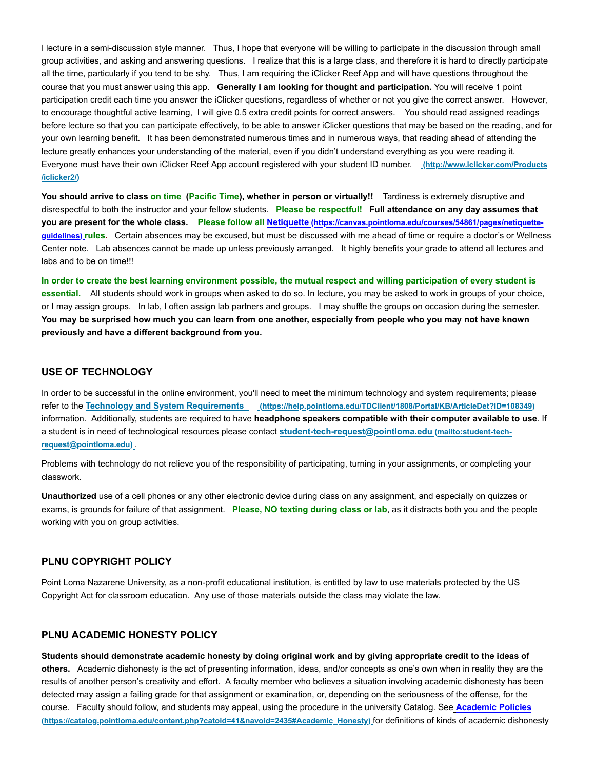I lecture in a semi-discussion style manner. Thus, I hope that everyone will be willing to participate in the discussion through small group activities, and asking and answering questions. I realize that this is a large class, and therefore it is hard to directly participate all the time, particularly if you tend to be shy. Thus, I am requiring the iClicker Reef App and will have questions throughout the course that you must answer using this app. **Generally I am looking for thought and participation.** You will receive 1 point participation credit each time you answer the iClicker questions, regardless of whether or not you give the correct answer. However, to encourage thoughtful active learning, I will give 0.5 extra credit points for correct answers. You should read assigned readings before lecture so that you can participate effectively, to be able to answer iClicker questions that may be based on the reading, and for your own learning benefit. It has been demonstrated numerous times and in numerous ways, that reading ahead of attending the lecture greatly enhances your understanding of the material, even if you didn't understand everything as you were reading it. Everyone must have their own iClicker Reef App account registered with your student ID number. [(http://www.iclicker.com/Products/iclicker2/)](http://www.iclicker.com/Products/iclicker2/)

**You should arrive to class on time (Pacific Time), whether in person or virtually!!** Tardiness is extremely disruptive and disrespectful to both the instructor and your fellow students. **Please be respectful! Full attendance on any day assumes that you are present for the whole class. Please follow all [Netiquette (https://canvas.pointloma.edu/courses/54861/pages/netiquette-guidelines)](https://canvas.pointloma.edu/courses/54861/pages/netiquette-guidelines) rules.** Certain absences may be excused, but must be discussed with me ahead of time or require a doctor's or Wellness Center note. Lab absences cannot be made up unless previously arranged. It highly benefits your grade to attend all lectures and labs and to be on time!!!

**In order to create the best learning environment possible, the mutual respect and willing participation of every student is essential.** All students should work in groups when asked to do so. In lecture, you may be asked to work in groups of your choice, or I may assign groups. In lab, I often assign lab partners and groups. I may shuffle the groups on occasion during the semester. **You may be surprised how much you can learn from one another, especially from people who you may not have known previously and have a different background from you.**

## USE OF TECHNOLOGY

In order to be successful in the online environment, you'll need to meet the minimum technology and system requirements; please refer to the [Technology and System Requirements (https://help.pointloma.edu/TDClient/1808/Portal/KB/ArticleDet?ID=108349)](https://help.pointloma.edu/TDClient/1808/Portal/KB/ArticleDet?ID=108349) information. Additionally, students are required to have **headphone speakers compatible with their computer available to use**. If a student is in need of technological resources please contact [student-tech-request@pointloma.edu (mailto:student-tech-request@pointloma.edu)](mailto:student-tech-request@pointloma.edu).

Problems with technology do not relieve you of the responsibility of participating, turning in your assignments, or completing your classwork.

**Unauthorized** use of a cell phones or any other electronic device during class on any assignment, and especially on quizzes or exams, is grounds for failure of that assignment. **Please, NO texting during class or lab**, as it distracts both you and the people working with you on group activities.

## PLNU COPYRIGHT POLICY

Point Loma Nazarene University, as a non-profit educational institution, is entitled by law to use materials protected by the US Copyright Act for classroom education. Any use of those materials outside the class may violate the law.

## PLNU ACADEMIC HONESTY POLICY

**Students should demonstrate academic honesty by doing original work and by giving appropriate credit to the ideas of others.** Academic dishonesty is the act of presenting information, ideas, and/or concepts as one's own when in reality they are the results of another person's creativity and effort. A faculty member who believes a situation involving academic dishonesty has been detected may assign a failing grade for that assignment or examination, or, depending on the seriousness of the offense, for the course. Faculty should follow, and students may appeal, using the procedure in the university Catalog. See [Academic Policies (https://catalog.pointloma.edu/content.php?catoid=41&navoid=2435#Academic_Honesty)](https://catalog.pointloma.edu/content.php?catoid=41&navoid=2435#Academic_Honesty) for definitions of kinds of academic dishonesty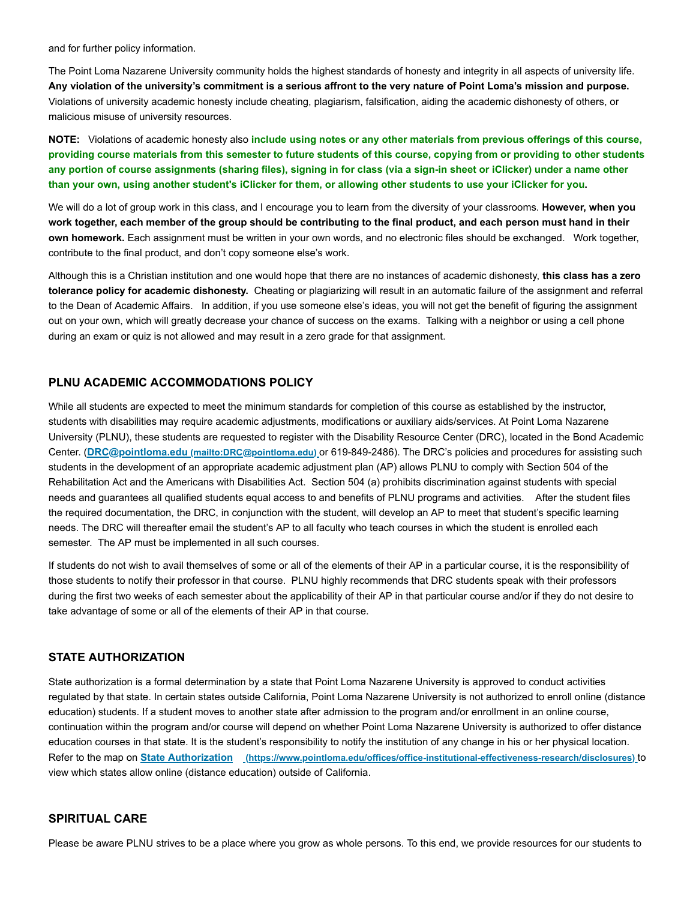and for further policy information.

The Point Loma Nazarene University community holds the highest standards of honesty and integrity in all aspects of university life. **Any violation of the university's commitment is a serious affront to the very nature of Point Loma's mission and purpose.** Violations of university academic honesty include cheating, plagiarism, falsification, aiding the academic dishonesty of others, or malicious misuse of university resources.

**NOTE:** Violations of academic honesty also **include using notes or any other materials from previous offerings of this course, providing course materials from this semester to future students of this course, copying from or providing to other students any portion of course assignments (sharing files), signing in for class (via a sign-in sheet or iClicker) under a name other than your own, using another student's iClicker for them, or allowing other students to use your iClicker for you.**

We will do a lot of group work in this class, and I encourage you to learn from the diversity of your classrooms. **However, when you work together, each member of the group should be contributing to the final product, and each person must hand in their own homework.** Each assignment must be written in your own words, and no electronic files should be exchanged. Work together, contribute to the final product, and don't copy someone else's work.

Although this is a Christian institution and one would hope that there are no instances of academic dishonesty, **this class has a zero tolerance policy for academic dishonesty.** Cheating or plagiarizing will result in an automatic failure of the assignment and referral to the Dean of Academic Affairs. In addition, if you use someone else's ideas, you will not get the benefit of figuring the assignment out on your own, which will greatly decrease your chance of success on the exams. Talking with a neighbor or using a cell phone during an exam or quiz is not allowed and may result in a zero grade for that assignment.

## PLNU ACADEMIC ACCOMMODATIONS POLICY

While all students are expected to meet the minimum standards for completion of this course as established by the instructor, students with disabilities may require academic adjustments, modifications or auxiliary aids/services. At Point Loma Nazarene University (PLNU), these students are requested to register with the Disability Resource Center (DRC), located in the Bond Academic Center. ([DRC@pointloma.edu](mailto:DRC@pointloma.edu) (mailto:DRC@pointloma.edu) or 619-849-2486). The DRC's policies and procedures for assisting such students in the development of an appropriate academic adjustment plan (AP) allows PLNU to comply with Section 504 of the Rehabilitation Act and the Americans with Disabilities Act. Section 504 (a) prohibits discrimination against students with special needs and guarantees all qualified students equal access to and benefits of PLNU programs and activities. After the student files the required documentation, the DRC, in conjunction with the student, will develop an AP to meet that student's specific learning needs. The DRC will thereafter email the student's AP to all faculty who teach courses in which the student is enrolled each semester. The AP must be implemented in all such courses.

If students do not wish to avail themselves of some or all of the elements of their AP in a particular course, it is the responsibility of those students to notify their professor in that course. PLNU highly recommends that DRC students speak with their professors during the first two weeks of each semester about the applicability of their AP in that particular course and/or if they do not desire to take advantage of some or all of the elements of their AP in that course.

## STATE AUTHORIZATION

State authorization is a formal determination by a state that Point Loma Nazarene University is approved to conduct activities regulated by that state. In certain states outside California, Point Loma Nazarene University is not authorized to enroll online (distance education) students. If a student moves to another state after admission to the program and/or enrollment in an online course, continuation within the program and/or course will depend on whether Point Loma Nazarene University is authorized to offer distance education courses in that state. It is the student's responsibility to notify the institution of any change in his or her physical location. Refer to the map on [State Authorization](https://www.pointloma.edu/offices/office-institutional-effectiveness-research/disclosures) (https://www.pointloma.edu/offices/office-institutional-effectiveness-research/disclosures) to view which states allow online (distance education) outside of California.

## SPIRITUAL CARE

Please be aware PLNU strives to be a place where you grow as whole persons. To this end, we provide resources for our students to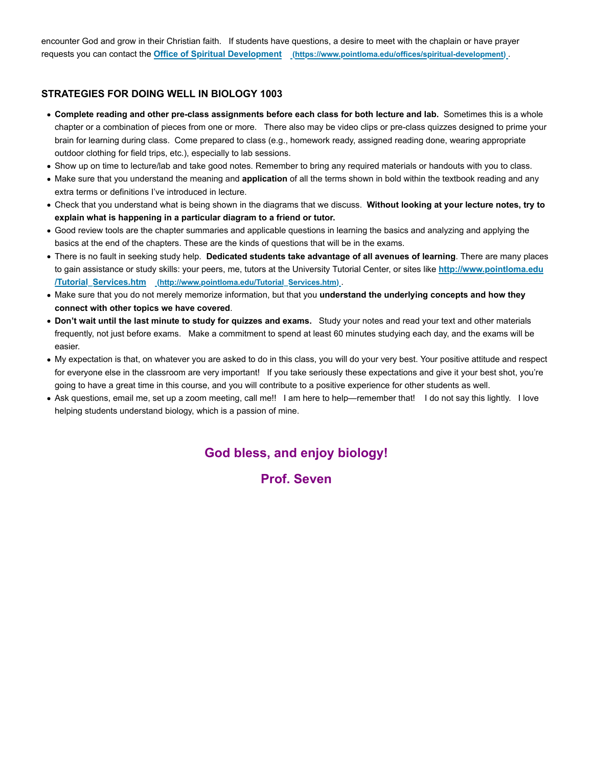encounter God and grow in their Christian faith. If students have questions, a desire to meet with the chaplain or have prayer requests you can contact the **[Office of Spiritual Development](https://www.pointloma.edu/offices/spiritual-development)** (https://www.pointloma.edu/offices/spiritual-development) .

### STRATEGIES FOR DOING WELL IN BIOLOGY 1003

- **Complete reading and other pre-class assignments before each class for both lecture and lab.** Sometimes this is a whole chapter or a combination of pieces from one or more. There also may be video clips or pre-class quizzes designed to prime your brain for learning during class. Come prepared to class (e.g., homework ready, assigned reading done, wearing appropriate outdoor clothing for field trips, etc.), especially to lab sessions.
- Show up on time to lecture/lab and take good notes. Remember to bring any required materials or handouts with you to class.
- Make sure that you understand the meaning and **application** of all the terms shown in bold within the textbook reading and any extra terms or definitions I've introduced in lecture.
- Check that you understand what is being shown in the diagrams that we discuss. **Without looking at your lecture notes, try to explain what is happening in a particular diagram to a friend or tutor.**
- Good review tools are the chapter summaries and applicable questions in learning the basics and analyzing and applying the basics at the end of the chapters. These are the kinds of questions that will be in the exams.
- There is no fault in seeking study help. **Dedicated students take advantage of all avenues of learning**. There are many places to gain assistance or study skills: your peers, me, tutors at the University Tutorial Center, or sites like **[http://www.pointloma.edu/Tutorial_Services.htm](http://www.pointloma.edu/Tutorial_Services.htm)** (http://www.pointloma.edu/Tutorial_Services.htm) .
- Make sure that you do not merely memorize information, but that you **understand the underlying concepts and how they connect with other topics we have covered**.
- **Don't wait until the last minute to study for quizzes and exams.** Study your notes and read your text and other materials frequently, not just before exams. Make a commitment to spend at least 60 minutes studying each day, and the exams will be easier.
- My expectation is that, on whatever you are asked to do in this class, you will do your very best. Your positive attitude and respect for everyone else in the classroom are very important! If you take seriously these expectations and give it your best shot, you're going to have a great time in this course, and you will contribute to a positive experience for other students as well.
- Ask questions, email me, set up a zoom meeting, call me!! I am here to help—remember that! I do not say this lightly. I love helping students understand biology, which is a passion of mine.

## God bless, and enjoy biology!

## Prof. Seven